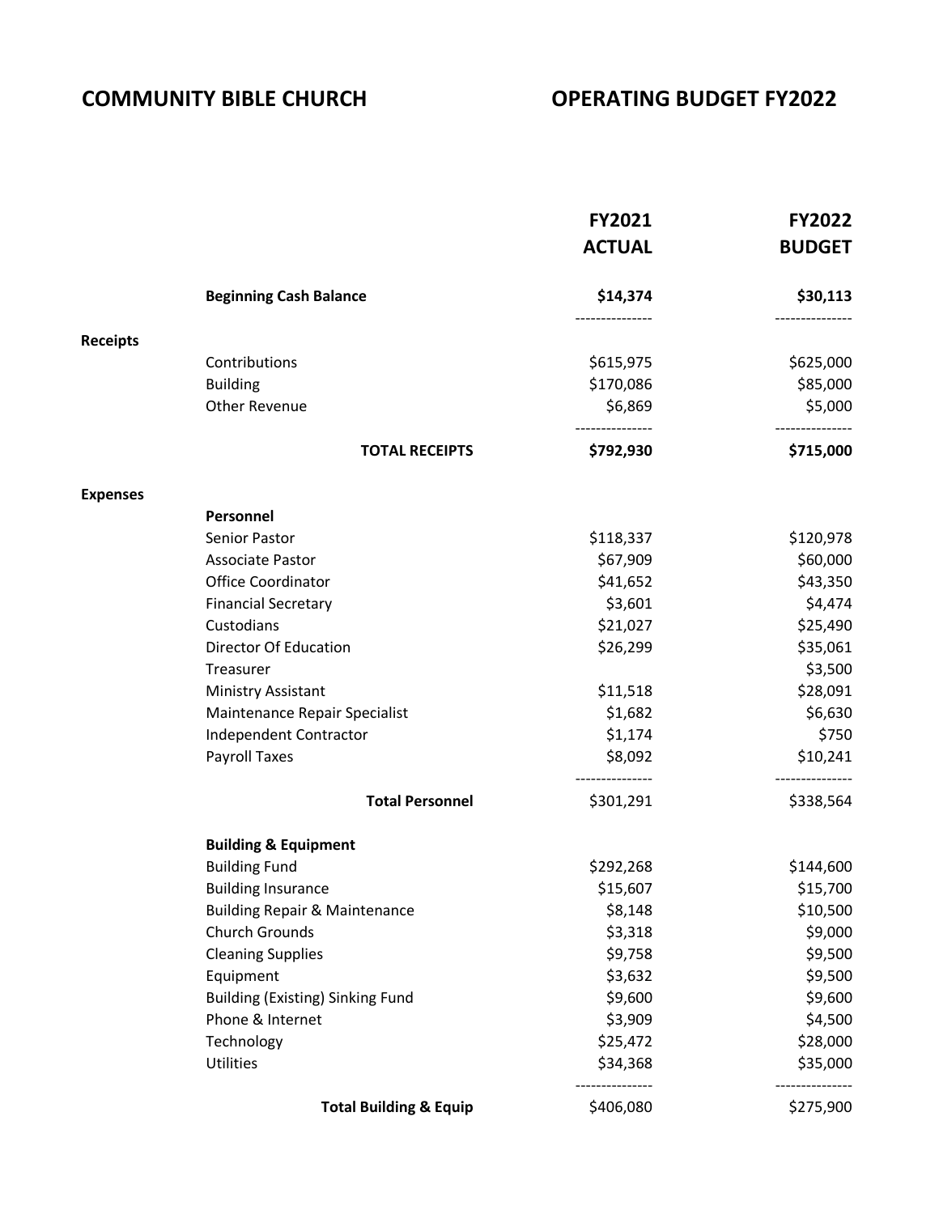# COMMUNITY BIBLE CHURCH

# OPERATING BUDGET FY2022

| | | FY2021 ACTUAL | FY2022 BUDGET |
|---|---|---|---|
| | **Beginning Cash Balance** | **$14,374** | **$30,113** |
| **Receipts** | | | |
| | Contributions | $615,975 | $625,000 |
| | Building | $170,086 | $85,000 |
| | Other Revenue | $6,869 | $5,000 |
| | **TOTAL RECEIPTS** | **$792,930** | **$715,000** |
| **Expenses** | | | |
| | **Personnel** | | |
| | Senior Pastor | $118,337 | $120,978 |
| | Associate Pastor | $67,909 | $60,000 |
| | Office Coordinator | $41,652 | $43,350 |
| | Financial Secretary | $3,601 | $4,474 |
| | Custodians | $21,027 | $25,490 |
| | Director Of Education | $26,299 | $35,061 |
| | Treasurer | | $3,500 |
| | Ministry Assistant | $11,518 | $28,091 |
| | Maintenance Repair Specialist | $1,682 | $6,630 |
| | Independent Contractor | $1,174 | $750 |
| | Payroll Taxes | $8,092 | $10,241 |
| | **Total Personnel** | $301,291 | $338,564 |
| | **Building & Equipment** | | |
| | Building Fund | $292,268 | $144,600 |
| | Building Insurance | $15,607 | $15,700 |
| | Building Repair & Maintenance | $8,148 | $10,500 |
| | Church Grounds | $3,318 | $9,000 |
| | Cleaning Supplies | $9,758 | $9,500 |
| | Equipment | $3,632 | $9,500 |
| | Building (Existing) Sinking Fund | $9,600 | $9,600 |
| | Phone & Internet | $3,909 | $4,500 |
| | Technology | $25,472 | $28,000 |
| | Utilities | $34,368 | $35,000 |
| | **Total Building & Equip** | $406,080 | $275,900 |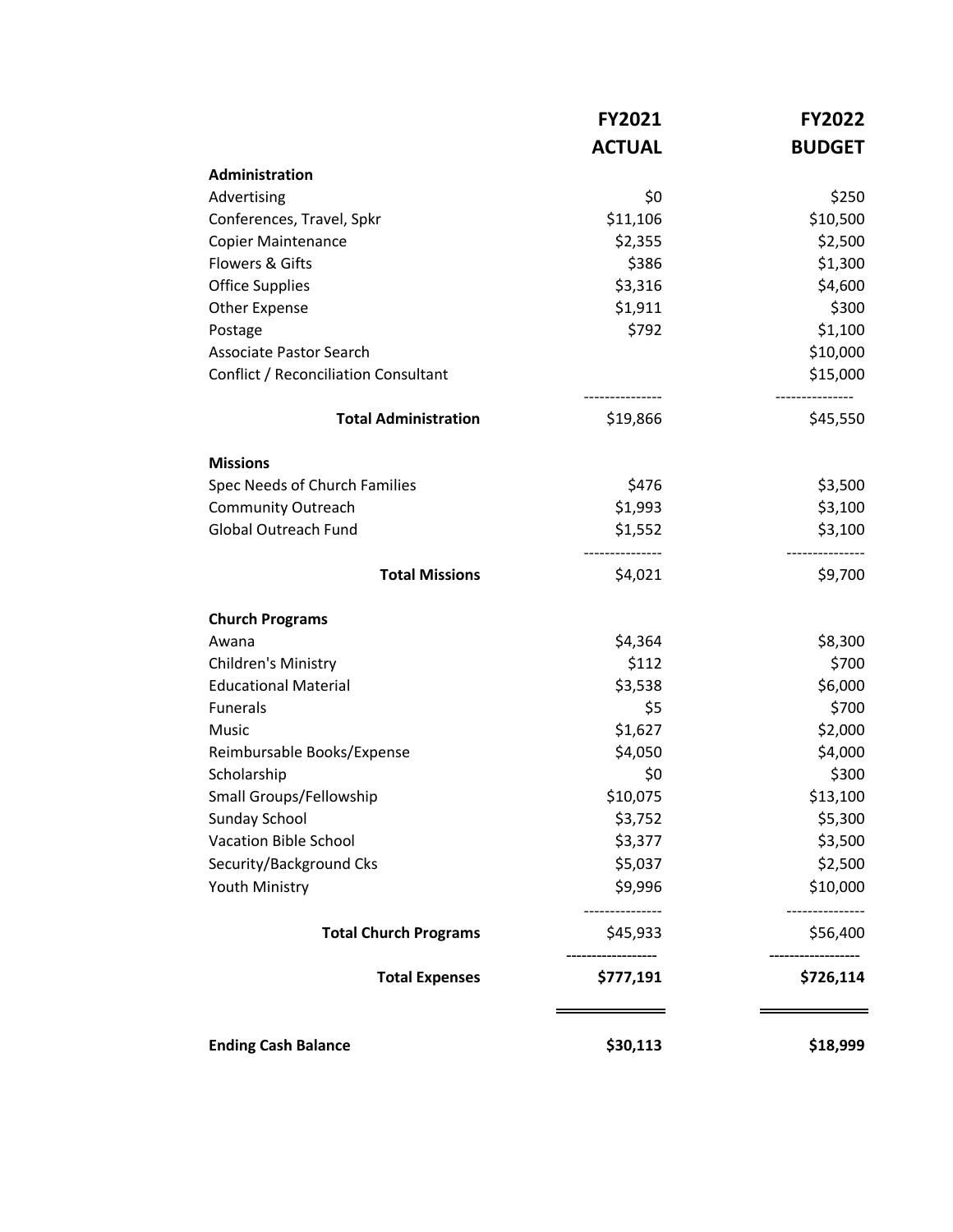| | FY2021 ACTUAL | FY2022 BUDGET |
|---|---|---|
| **Administration** | | |
| Advertising | $0 | $250 |
| Conferences, Travel, Spkr | $11,106 | $10,500 |
| Copier Maintenance | $2,355 | $2,500 |
| Flowers & Gifts | $386 | $1,300 |
| Office Supplies | $3,316 | $4,600 |
| Other Expense | $1,911 | $300 |
| Postage | $792 | $1,100 |
| Associate Pastor Search | | $10,000 |
| Conflict / Reconciliation Consultant | | $15,000 |
| **Total Administration** | $19,866 | $45,550 |
| **Missions** | | |
| Spec Needs of Church Families | $476 | $3,500 |
| Community Outreach | $1,993 | $3,100 |
| Global Outreach Fund | $1,552 | $3,100 |
| **Total Missions** | $4,021 | $9,700 |
| **Church Programs** | | |
| Awana | $4,364 | $8,300 |
| Children's Ministry | $112 | $700 |
| Educational Material | $3,538 | $6,000 |
| Funerals | $5 | $700 |
| Music | $1,627 | $2,000 |
| Reimbursable Books/Expense | $4,050 | $4,000 |
| Scholarship | $0 | $300 |
| Small Groups/Fellowship | $10,075 | $13,100 |
| Sunday School | $3,752 | $5,300 |
| Vacation Bible School | $3,377 | $3,500 |
| Security/Background Cks | $5,037 | $2,500 |
| Youth Ministry | $9,996 | $10,000 |
| **Total Church Programs** | $45,933 | $56,400 |
| **Total Expenses** | **$777,191** | **$726,114** |
| **Ending Cash Balance** | **$30,113** | **$18,999** |